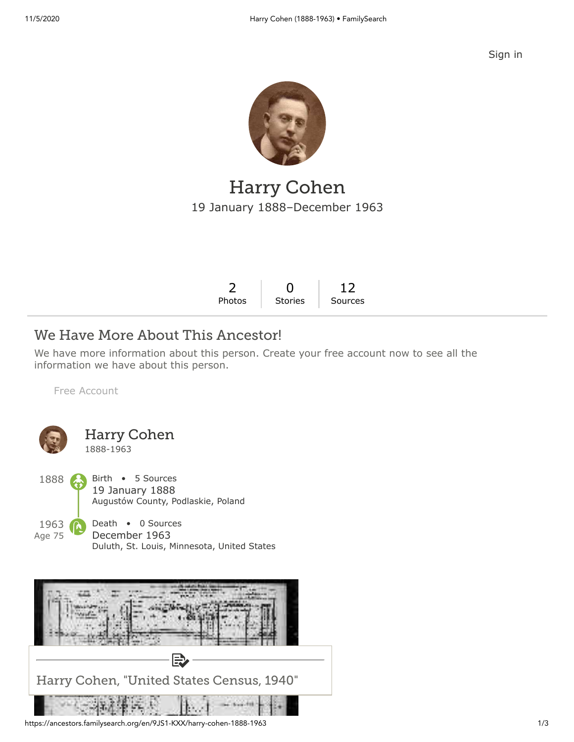Sign in

# Harry Cohen

19 January 1888–December 1963

| 2 | 0 | 12 |
|---|---|---|
| Photos | Stories | Sources |

## We Have More About This Ancestor!

We have more information about this person. Create your free account now to see all the information we have about this person.

Free Account

### Harry Cohen

1888-1963

1888 — Birth • 5 Sources
19 January 1888
Augustów County, Podlaskie, Poland

1963 (Age 75) — Death • 0 Sources
December 1963
Duluth, St. Louis, Minnesota, United States

Harry Cohen, "United States Census, 1940"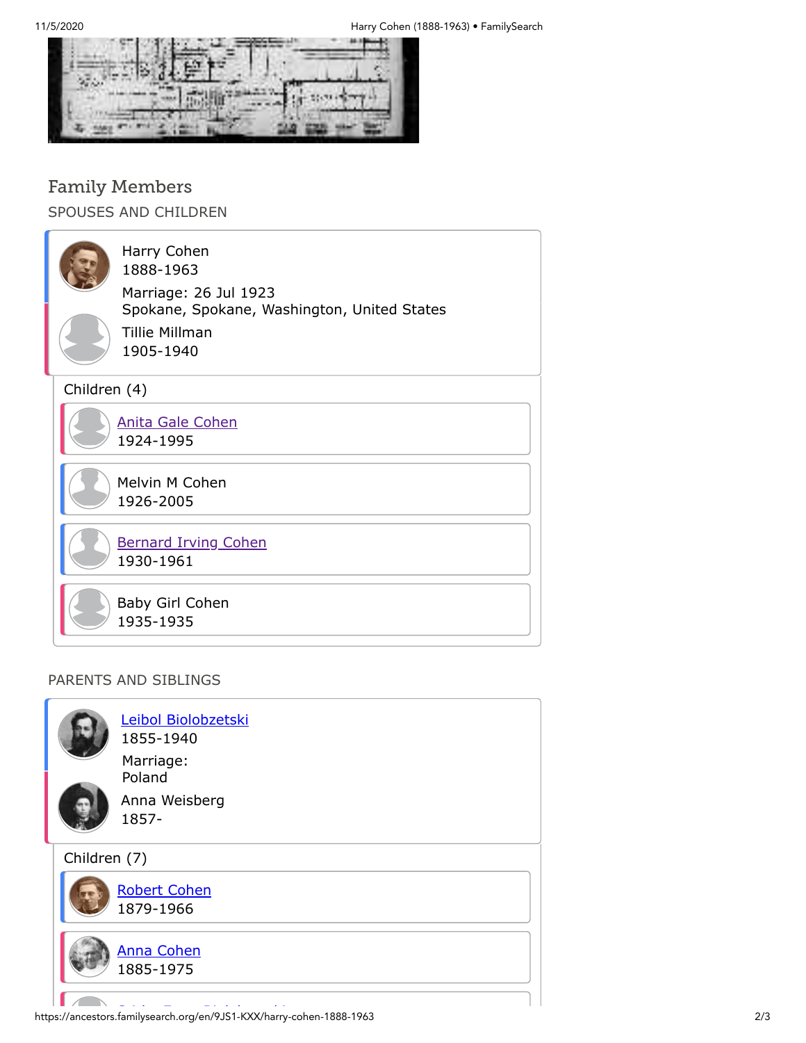## Family Members

### SPOUSES AND CHILDREN

Harry Cohen
1888-1963

Marriage: 26 Jul 1923
Spokane, Spokane, Washington, United States

Tillie Millman
1905-1940

Children (4)

- Anita Gale Cohen
  1924-1995
- Melvin M Cohen
  1926-2005
- Bernard Irving Cohen
  1930-1961
- Baby Girl Cohen
  1935-1935

### PARENTS AND SIBLINGS

Leibol Biolobzetski
1855-1940

Marriage:
Poland

Anna Weisberg
1857-

Children (7)

- Robert Cohen
  1879-1966
- Anna Cohen
  1885-1975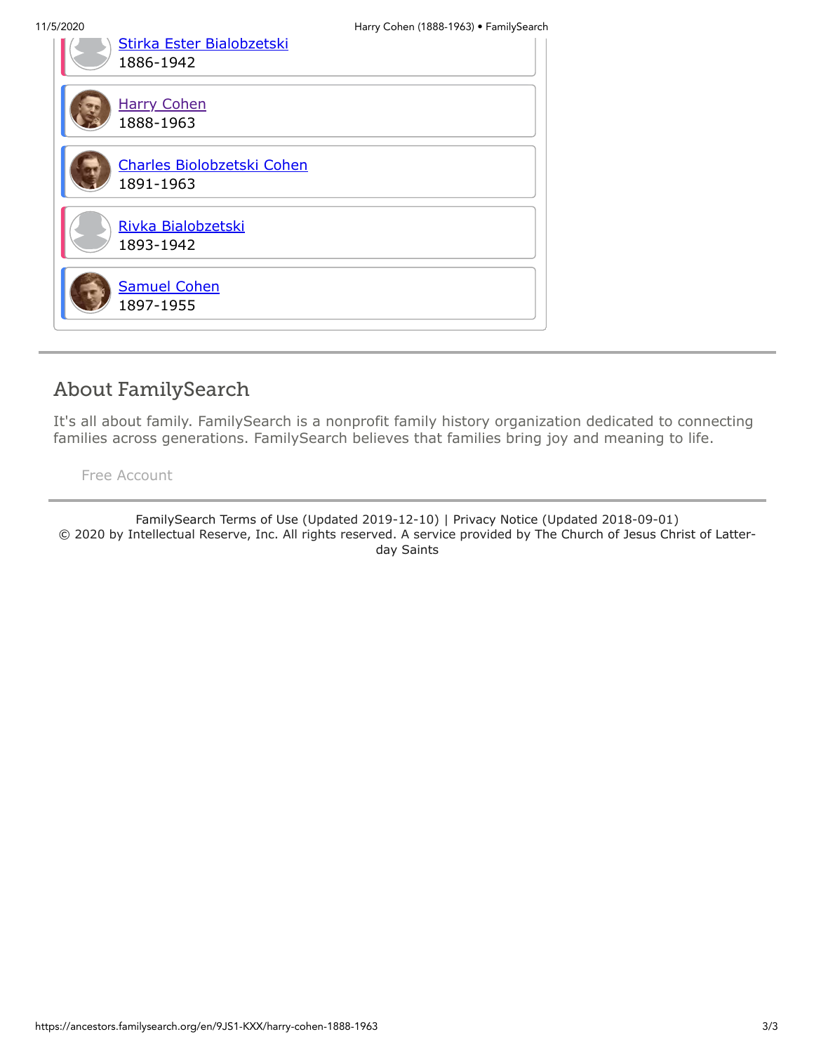Stirka Ester Bialobzetski
1886-1942

Harry Cohen
1888-1963

Charles Biolobzetski Cohen
1891-1963

Rivka Bialobzetski
1893-1942

Samuel Cohen
1897-1955

## About FamilySearch

It's all about family. FamilySearch is a nonprofit family history organization dedicated to connecting families across generations. FamilySearch believes that families bring joy and meaning to life.

Free Account

FamilySearch Terms of Use (Updated 2019-12-10) | Privacy Notice (Updated 2018-09-01)
© 2020 by Intellectual Reserve, Inc. All rights reserved. A service provided by The Church of Jesus Christ of Latter-day Saints